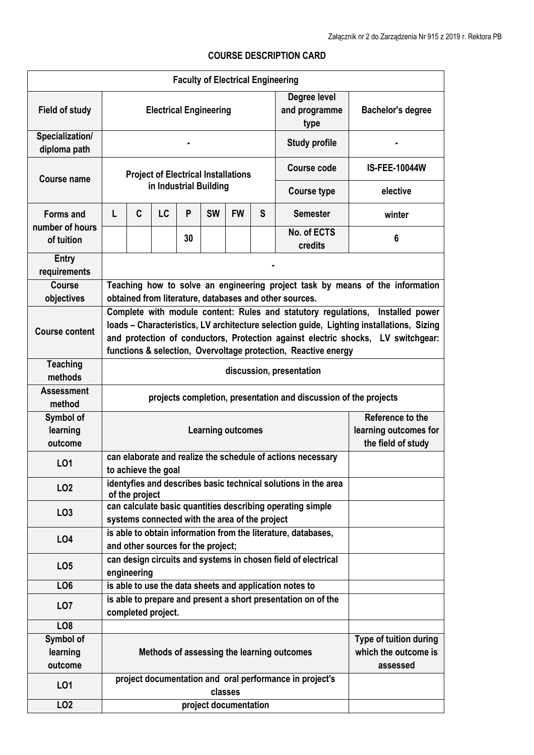Załącznik nr 2 do Zarządzenia Nr 915 z 2019 r. Rektora PB

# COURSE DESCRIPTION CARD

| Faculty of Electrical Engineering | | | | | | | | | |
|---|---|---|---|---|---|---|---|---|---|
| **Field of study** | Electrical Engineering | | | | | | | **Degree level and programme type** | Bachelor's degree |
| **Specialization/ diploma path** | - | | | | | | | **Study profile** | - |
| **Course name** | Project of Electrical Installations in Industrial Building | | | | | | | **Course code** | IS-FEE-10044W |
| | | | | | | | | **Course type** | elective |
| **Forms and number of hours of tuition** | L | C | LC | P | SW | FW | S | **Semester** | winter |
| | | | | 30 | | | | **No. of ECTS credits** | 6 |
| **Entry requirements** | - | | | | | | | | |
| **Course objectives** | Teaching how to solve an engineering project task by means of the information obtained from literature, databases and other sources. | | | | | | | | |
| **Course content** | Complete with module content: Rules and statutory regulations, Installed power loads – Characteristics, LV architecture selection guide, Lighting installations, Sizing and protection of conductors, Protection against electric shocks, LV switchgear: functions & selection, Overvoltage protection, Reactive energy | | | | | | | | |
| **Teaching methods** | discussion, presentation | | | | | | | | |
| **Assessment method** | projects completion, presentation and discussion of the projects | | | | | | | | |
| **Symbol of learning outcome** | **Learning outcomes** | | | | | | | | **Reference to the learning outcomes for the field of study** |
| LO1 | can elaborate and realize the schedule of actions necessary to achieve the goal | | | | | | | | |
| LO2 | identyfies and describes basic technical solutions in the area of the project | | | | | | | | |
| LO3 | can calculate basic quantities describing operating simple systems connected with the area of the project | | | | | | | | |
| LO4 | is able to obtain information from the literature, databases, and other sources for the project; | | | | | | | | |
| LO5 | can design circuits and systems in chosen field of electrical engineering | | | | | | | | |
| LO6 | is able to use the data sheets and application notes to | | | | | | | | |
| LO7 | is able to prepare and present a short presentation on of the completed project. | | | | | | | | |
| LO8 | | | | | | | | | |
| **Symbol of learning outcome** | **Methods of assessing the learning outcomes** | | | | | | | | **Type of tuition during which the outcome is assessed** |
| LO1 | project documentation and oral performance in project's classes | | | | | | | | |
| LO2 | project documentation | | | | | | | | |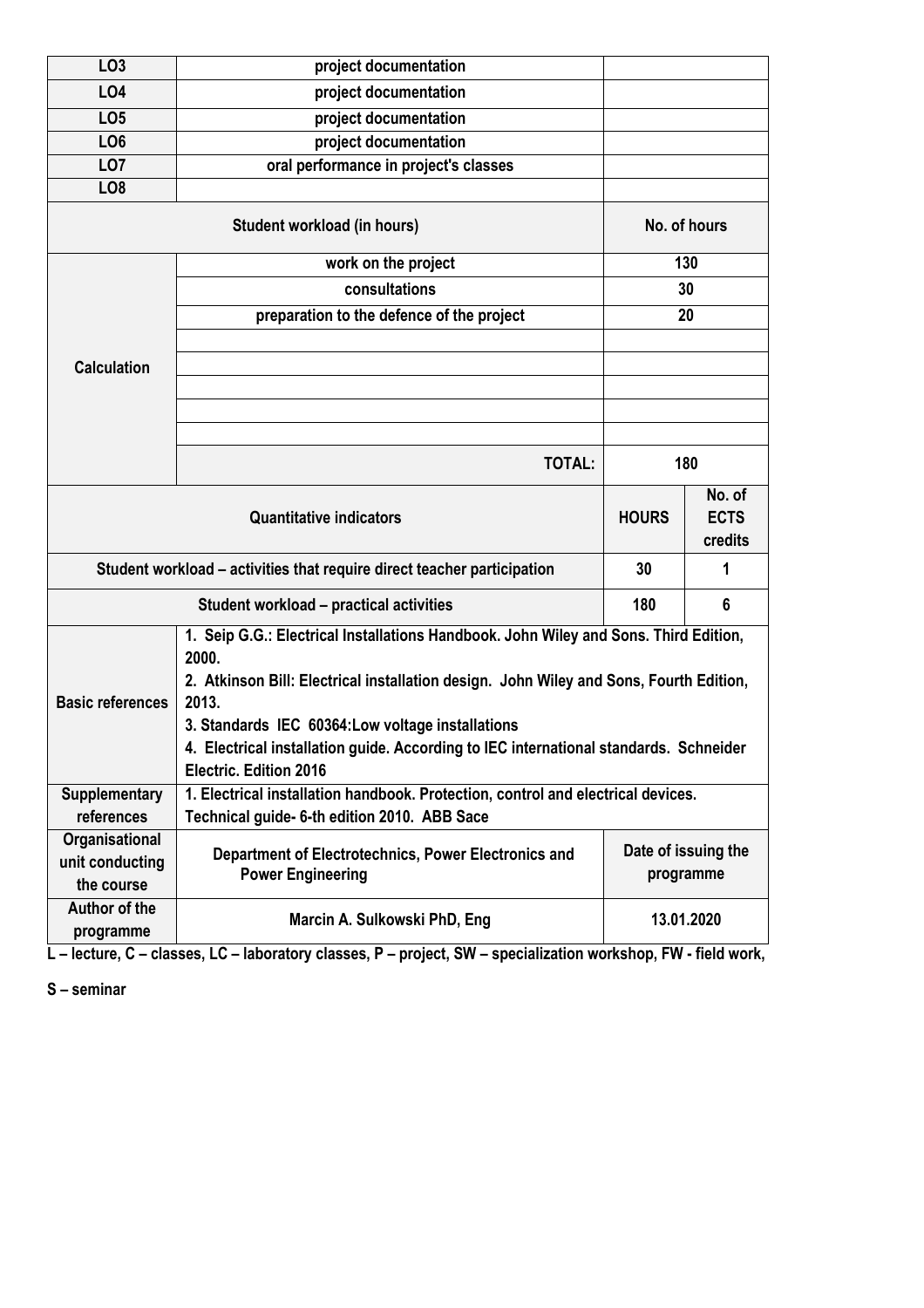| | | | |
|---|---|---|---|
| LO3 | project documentation | | |
| LO4 | project documentation | | |
| LO5 | project documentation | | |
| LO6 | project documentation | | |
| LO7 | oral performance in project's classes | | |
| LO8 | | | |
| Student workload (in hours) | | No. of hours | |
| Calculation | work on the project | 130 | |
| | consultations | 30 | |
| | preparation to the defence of the project | 20 | |
| | | | |
| | | | |
| | | | |
| | | | |
| | | | |
| | TOTAL: | 180 | |
| Quantitative indicators | | HOURS | No. of ECTS credits |
| Student workload – activities that require direct teacher participation | | 30 | 1 |
| Student workload – practical activities | | 180 | 6 |
| Basic references | 1. Seip G.G.: Electrical Installations Handbook. John Wiley and Sons. Third Edition, 2000.<br>2. Atkinson Bill: Electrical installation design. John Wiley and Sons, Fourth Edition, 2013.<br>3. Standards IEC 60364:Low voltage installations<br>4. Electrical installation guide. According to IEC international standards. Schneider Electric. Edition 2016 | | |
| Supplementary references | 1. Electrical installation handbook. Protection, control and electrical devices. Technical guide- 6-th edition 2010. ABB Sace | | |
| Organisational unit conducting the course | Department of Electrotechnics, Power Electronics and Power Engineering | Date of issuing the programme | |
| Author of the programme | Marcin A. Sulkowski PhD, Eng | 13.01.2020 | |

L – lecture, C – classes, LC – laboratory classes, P – project, SW – specialization workshop, FW - field work,

S – seminar